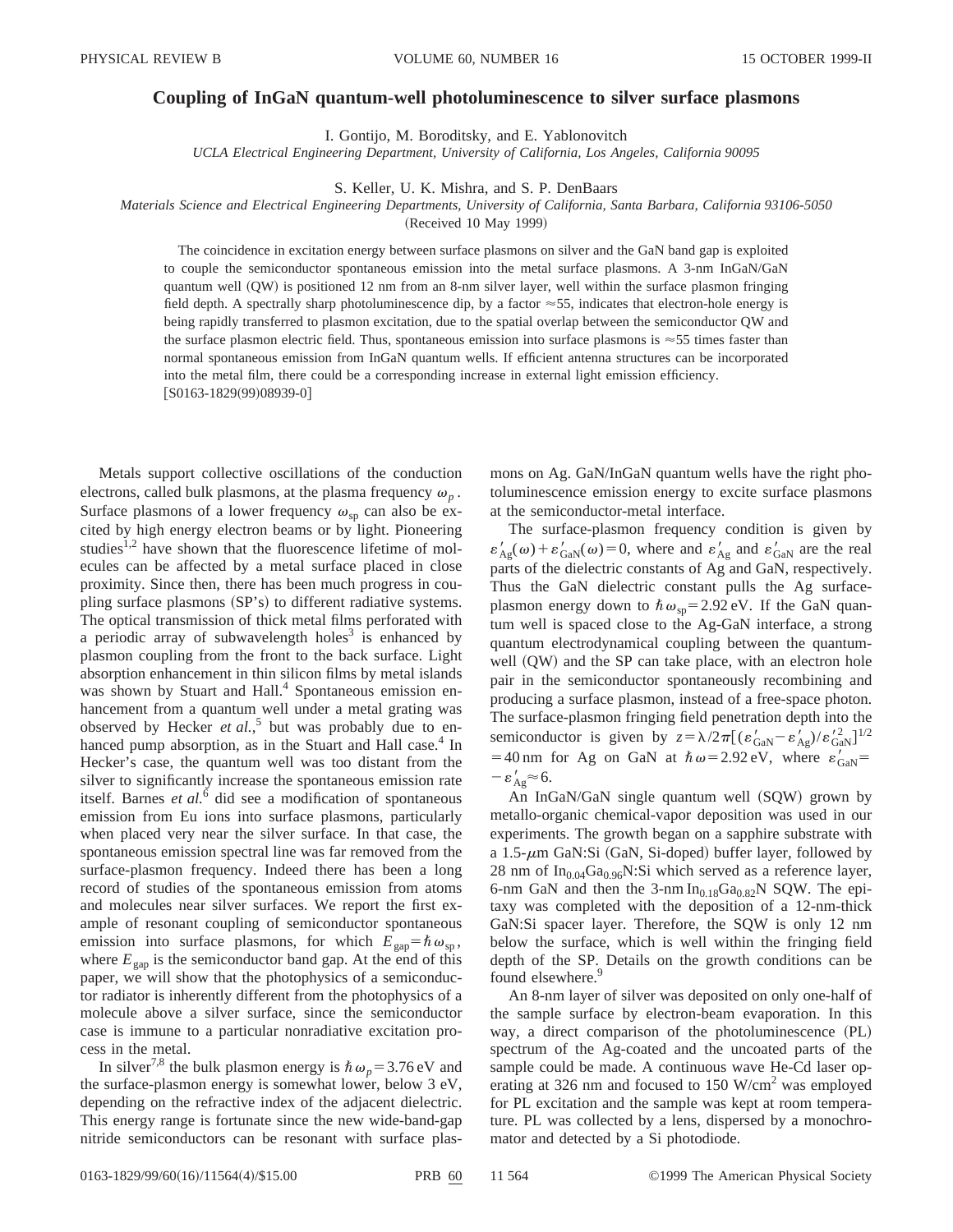# Coupling of InGaN quantum-well photoluminescence to silver surface plasmons

I. Gontijo, M. Boroditsky, and E. Yablonovitch

*UCLA Electrical Engineering Department, University of California, Los Angeles, California 90095*

S. Keller, U. K. Mishra, and S. P. DenBaars

*Materials Science and Electrical Engineering Departments, University of California, Santa Barbara, California 93106-5050*

(Received 10 May 1999)

The coincidence in excitation energy between surface plasmons on silver and the GaN band gap is exploited to couple the semiconductor spontaneous emission into the metal surface plasmons. A 3-nm InGaN/GaN quantum well (QW) is positioned 12 nm from an 8-nm silver layer, well within the surface plasmon fringing field depth. A spectrally sharp photoluminescence dip, by a factor $\approx 55$, indicates that electron-hole energy is being rapidly transferred to plasmon excitation, due to the spatial overlap between the semiconductor QW and the surface plasmon electric field. Thus, spontaneous emission into surface plasmons is $\approx 55$ times faster than normal spontaneous emission from InGaN quantum wells. If efficient antenna structures can be incorporated into the metal film, there could be a corresponding increase in external light emission efficiency. [S0163-1829(99)08939-0]

Metals support collective oscillations of the conduction electrons, called bulk plasmons, at the plasma frequency $\omega_p$. Surface plasmons of a lower frequency $\omega_{sp}$ can also be excited by high energy electron beams or by light. Pioneering studies[1,2] have shown that the fluorescence lifetime of molecules can be affected by a metal surface placed in close proximity. Since then, there has been much progress in coupling surface plasmons (SP's) to different radiative systems. The optical transmission of thick metal films perforated with a periodic array of subwavelength holes[3] is enhanced by plasmon coupling from the front to the back surface. Light absorption enhancement in thin silicon films by metal islands was shown by Stuart and Hall.[4] Spontaneous emission enhancement from a quantum well under a metal grating was observed by Hecker *et al.*,[5] but was probably due to enhanced pump absorption, as in the Stuart and Hall case.[4] In Hecker's case, the quantum well was too distant from the silver to significantly increase the spontaneous emission rate itself. Barnes *et al.*[6] did see a modification of spontaneous emission from Eu ions into surface plasmons, particularly when placed very near the silver surface. In that case, the spontaneous emission spectral line was far removed from the surface-plasmon frequency. Indeed there has been a long record of studies of the spontaneous emission from atoms and molecules near silver surfaces. We report the first example of resonant coupling of semiconductor spontaneous emission into surface plasmons, for which $E_{gap} = \hbar\omega_{sp}$, where $E_{gap}$ is the semiconductor band gap. At the end of this paper, we will show that the photophysics of a semiconductor radiator is inherently different from the photophysics of a molecule above a silver surface, since the semiconductor case is immune to a particular nonradiative excitation process in the metal.

In silver[7,8] the bulk plasmon energy is $\hbar\omega_p = 3.76$ eV and the surface-plasmon energy is somewhat lower, below 3 eV, depending on the refractive index of the adjacent dielectric. This energy range is fortunate since the new wide-band-gap nitride semiconductors can be resonant with surface plasmons on Ag. GaN/InGaN quantum wells have the right photoluminescence emission energy to excite surface plasmons at the semiconductor-metal interface.

The surface-plasmon frequency condition is given by $\varepsilon'_{Ag}(\omega) + \varepsilon'_{GaN}(\omega) = 0$, where and $\varepsilon'_{Ag}$ and $\varepsilon'_{GaN}$ are the real parts of the dielectric constants of Ag and GaN, respectively. Thus the GaN dielectric constant pulls the Ag surface-plasmon energy down to $\hbar\omega_{sp} = 2.92$ eV. If the GaN quantum well is spaced close to the Ag-GaN interface, a strong quantum electrodynamical coupling between the quantum-well (QW) and the SP can take place, with an electron hole pair in the semiconductor spontaneously recombining and producing a surface plasmon, instead of a free-space photon. The surface-plasmon fringing field penetration depth into the semiconductor is given by $z = \lambda/2\pi[(\varepsilon'_{GaN} - \varepsilon'_{Ag})/\varepsilon'^{2}_{GaN}]^{1/2} = 40$ nm for Ag on GaN at $\hbar\omega = 2.92$ eV, where $\varepsilon'_{GaN} = -\varepsilon'_{Ag} \approx 6$.

An InGaN/GaN single quantum well (SQW) grown by metallo-organic chemical-vapor deposition was used in our experiments. The growth began on a sapphire substrate with a 1.5-$\mu$m GaN:Si (GaN, Si-doped) buffer layer, followed by 28 nm of $In_{0.04}Ga_{0.96}N$:Si which served as a reference layer, 6-nm GaN and then the 3-nm $In_{0.18}Ga_{0.82}N$ SQW. The epitaxy was completed with the deposition of a 12-nm-thick GaN:Si spacer layer. Therefore, the SQW is only 12 nm below the surface, which is well within the fringing field depth of the SP. Details on the growth conditions can be found elsewhere.[9]

An 8-nm layer of silver was deposited on only one-half of the sample surface by electron-beam evaporation. In this way, a direct comparison of the photoluminescence (PL) spectrum of the Ag-coated and the uncoated parts of the sample could be made. A continuous wave He-Cd laser operating at 326 nm and focused to 150 W/cm$^2$ was employed for PL excitation and the sample was kept at room temperature. PL was collected by a lens, dispersed by a monochromator and detected by a Si photodiode.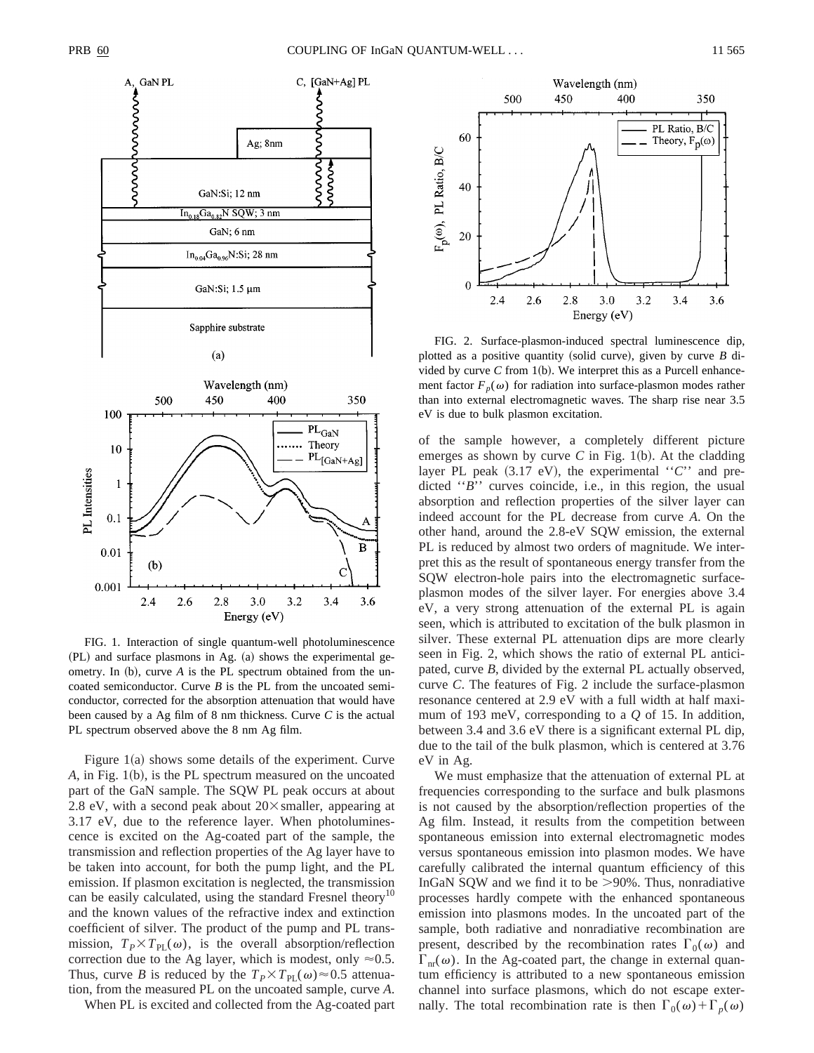FIG. 1. Interaction of single quantum-well photoluminescence (PL) and surface plasmons in Ag. (a) shows the experimental geometry. In (b), curve *A* is the PL spectrum obtained from the uncoated semiconductor. Curve *B* is the PL from the uncoated semiconductor, corrected for the absorption attenuation that would have been caused by a Ag film of 8 nm thickness. Curve *C* is the actual PL spectrum observed above the 8 nm Ag film.

Figure 1(a) shows some details of the experiment. Curve *A*, in Fig. 1(b), is the PL spectrum measured on the uncoated part of the GaN sample. The SQW PL peak occurs at about 2.8 eV, with a second peak about 20× smaller, appearing at 3.17 eV, due to the reference layer. When photoluminescence is excited on the Ag-coated part of the sample, the transmission and reflection properties of the Ag layer have to be taken into account, for both the pump light, and the PL emission. If plasmon excitation is neglected, the transmission can be easily calculated, using the standard Fresnel theory[10] and the known values of the refractive index and extinction coefficient of silver. The product of the pump and PL transmission, $T_P \times T_{\mathrm{PL}}(\omega)$, is the overall absorption/reflection correction due to the Ag layer, which is modest, only $\approx 0.5$. Thus, curve *B* is reduced by the $T_P \times T_{\mathrm{PL}}(\omega) \approx 0.5$ attenuation, from the measured PL on the uncoated sample, curve *A*.

When PL is excited and collected from the Ag-coated part of the sample however, a completely different picture emerges as shown by curve *C* in Fig. 1(b). At the cladding layer PL peak (3.17 eV), the experimental "*C*" and predicted "*B*" curves coincide, i.e., in this region, the usual absorption and reflection properties of the silver layer can indeed account for the PL decrease from curve *A*. On the other hand, around the 2.8-eV SQW emission, the external PL is reduced by almost two orders of magnitude. We interpret this as the result of spontaneous energy transfer from the SQW electron-hole pairs into the electromagnetic surface-plasmon modes of the silver layer. For energies above 3.4 eV, a very strong attenuation of the external PL is again seen, which is attributed to excitation of the bulk plasmon in silver. These external PL attenuation dips are more clearly seen in Fig. 2, which shows the ratio of external PL anticipated, curve *B*, divided by the external PL actually observed, curve *C*. The features of Fig. 2 include the surface-plasmon resonance centered at 2.9 eV with a full width at half maximum of 193 meV, corresponding to a *Q* of 15. In addition, between 3.4 and 3.6 eV there is a significant external PL dip, due to the tail of the bulk plasmon, which is centered at 3.76 eV in Ag.

FIG. 2. Surface-plasmon-induced spectral luminescence dip, plotted as a positive quantity (solid curve), given by curve *B* divided by curve *C* from 1(b). We interpret this as a Purcell enhancement factor $F_p(\omega)$ for radiation into surface-plasmon modes rather than into external electromagnetic waves. The sharp rise near 3.5 eV is due to bulk plasmon excitation.

We must emphasize that the attenuation of external PL at frequencies corresponding to the surface and bulk plasmons is not caused by the absorption/reflection properties of the Ag film. Instead, it results from the competition between spontaneous emission into external electromagnetic modes versus spontaneous emission into plasmon modes. We have carefully calibrated the internal quantum efficiency of this InGaN SQW and we find it to be >90%. Thus, nonradiative processes hardly compete with the enhanced spontaneous emission into plasmons modes. In the uncoated part of the sample, both radiative and nonradiative recombination are present, described by the recombination rates $\Gamma_0(\omega)$ and $\Gamma_{\mathrm{nr}}(\omega)$. In the Ag-coated part, the change in external quantum efficiency is attributed to a new spontaneous emission channel into surface plasmons, which do not escape externally. The total recombination rate is then $\Gamma_0(\omega) + \Gamma_p(\omega)$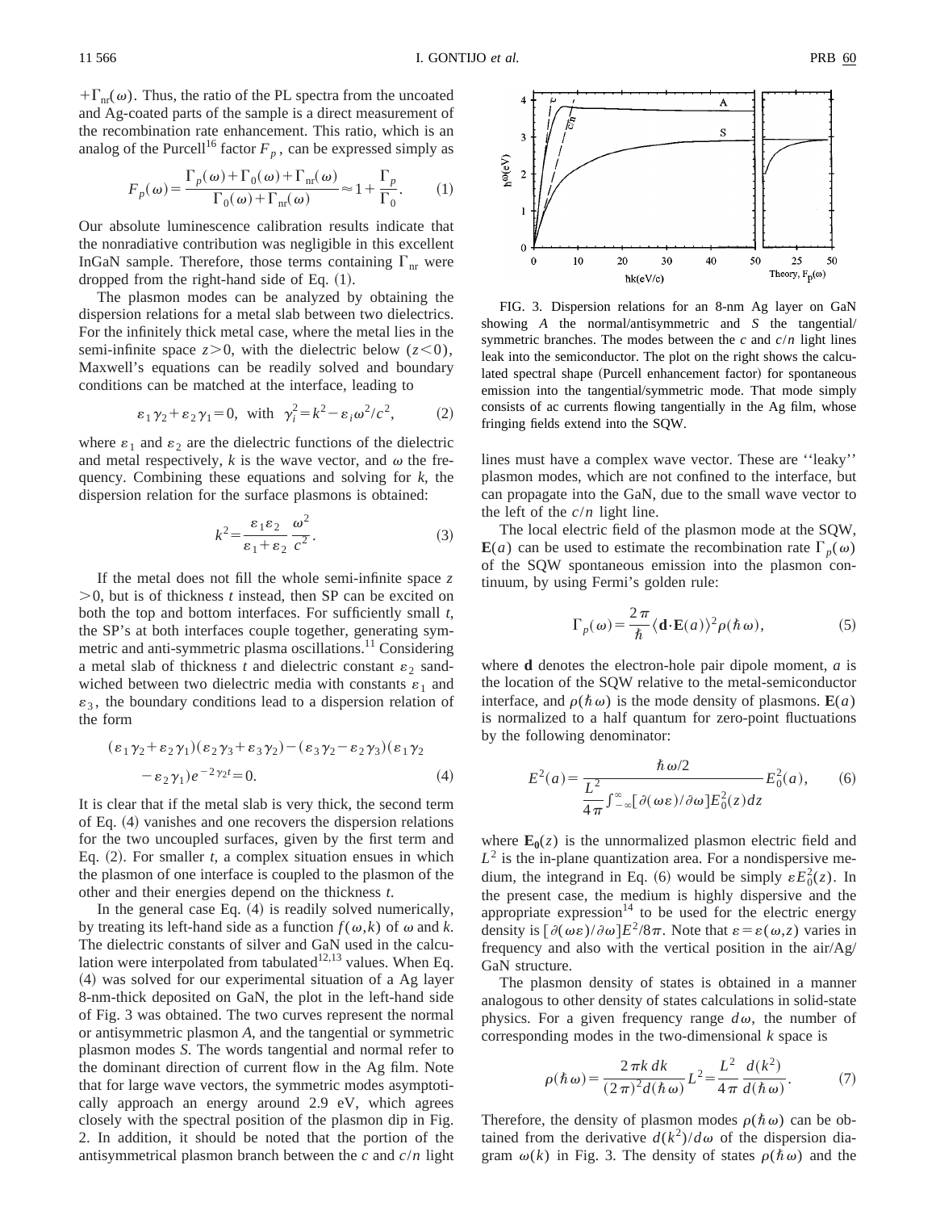$+\Gamma_{nr}(\omega)$. Thus, the ratio of the PL spectra from the uncoated and Ag-coated parts of the sample is a direct measurement of the recombination rate enhancement. This ratio, which is an analog of the Purcell[16] factor $F_p$, can be expressed simply as

$$F_p(\omega) = \frac{\Gamma_p(\omega) + \Gamma_0(\omega) + \Gamma_{nr}(\omega)}{\Gamma_0(\omega) + \Gamma_{nr}(\omega)} \approx 1 + \frac{\Gamma_p}{\Gamma_0}. \quad (1)$$

Our absolute luminescence calibration results indicate that the nonradiative contribution was negligible in this excellent InGaN sample. Therefore, those terms containing $\Gamma_{nr}$ were dropped from the right-hand side of Eq. (1).

The plasmon modes can be analyzed by obtaining the dispersion relations for a metal slab between two dielectrics. For the infinitely thick metal case, where the metal lies in the semi-infinite space $z>0$, with the dielectric below ($z<0$), Maxwell's equations can be readily solved and boundary conditions can be matched at the interface, leading to

$$\varepsilon_1 \gamma_2 + \varepsilon_2 \gamma_1 = 0, \text{ with } \gamma_i^2 = k^2 - \varepsilon_i \omega^2/c^2, \quad (2)$$

where $\varepsilon_1$ and $\varepsilon_2$ are the dielectric functions of the dielectric and metal respectively, $k$ is the wave vector, and $\omega$ the frequency. Combining these equations and solving for $k$, the dispersion relation for the surface plasmons is obtained:

$$k^2 = \frac{\varepsilon_1 \varepsilon_2}{\varepsilon_1 + \varepsilon_2} \frac{\omega^2}{c^2}. \quad (3)$$

If the metal does not fill the whole semi-infinite space $z>0$, but is of thickness $t$ instead, then SP can be excited on both the top and bottom interfaces. For sufficiently small $t$, the SP's at both interfaces couple together, generating symmetric and anti-symmetric plasma oscillations.[11] Considering a metal slab of thickness $t$ and dielectric constant $\varepsilon_2$ sandwiched between two dielectric media with constants $\varepsilon_1$ and $\varepsilon_3$, the boundary conditions lead to a dispersion relation of the form

$$(\varepsilon_1 \gamma_2 + \varepsilon_2 \gamma_1)(\varepsilon_2 \gamma_3 + \varepsilon_3 \gamma_2) - (\varepsilon_3 \gamma_2 - \varepsilon_2 \gamma_3)(\varepsilon_1 \gamma_2 - \varepsilon_2 \gamma_1) e^{-2\gamma_2 t} = 0. \quad (4)$$

It is clear that if the metal slab is very thick, the second term of Eq. (4) vanishes and one recovers the dispersion relations for the two uncoupled surfaces, given by the first term and Eq. (2). For smaller $t$, a complex situation ensues in which the plasmon of one interface is coupled to the plasmon of the other and their energies depend on the thickness $t$.

In the general case Eq. (4) is readily solved numerically, by treating its left-hand side as a function $f(\omega,k)$ of $\omega$ and $k$. The dielectric constants of silver and GaN used in the calculation were interpolated from tabulated[12,13] values. When Eq. (4) was solved for our experimental situation of a Ag layer 8-nm-thick deposited on GaN, the plot in the left-hand side of Fig. 3 was obtained. The two curves represent the normal or antisymmetric plasmon $A$, and the tangential or symmetric plasmon modes $S$. The words tangential and normal refer to the dominant direction of current flow in the Ag film. Note that for large wave vectors, the symmetric modes asymptotically approach an energy around 2.9 eV, which agrees closely with the spectral position of the plasmon dip in Fig. 2. In addition, it should be noted that the portion of the antisymmetrical plasmon branch between the $c$ and $c/n$ light lines must have a complex wave vector. These are ''leaky'' plasmon modes, which are not confined to the interface, but can propagate into the GaN, due to the small wave vector to the left of the $c/n$ light line.

FIG. 3. Dispersion relations for an 8-nm Ag layer on GaN showing $A$ the normal/antisymmetric and $S$ the tangential/symmetric branches. The modes between the $c$ and $c/n$ light lines leak into the semiconductor. The plot on the right shows the calculated spectral shape (Purcell enhancement factor) for spontaneous emission into the tangential/symmetric mode. That mode simply consists of ac currents flowing tangentially in the Ag film, whose fringing fields extend into the SQW.

The local electric field of the plasmon mode at the SQW, $\mathbf{E}(a)$ can be used to estimate the recombination rate $\Gamma_p(\omega)$ of the SQW spontaneous emission into the plasmon continuum, by using Fermi's golden rule:

$$\Gamma_p(\omega) = \frac{2\pi}{\hbar} \langle \mathbf{d} \cdot \mathbf{E}(a) \rangle^2 \rho(\hbar\omega), \quad (5)$$

where $\mathbf{d}$ denotes the electron-hole pair dipole moment, $a$ is the location of the SQW relative to the metal-semiconductor interface, and $\rho(\hbar\omega)$ is the mode density of plasmons. $\mathbf{E}(a)$ is normalized to a half quantum for zero-point fluctuations by the following denominator:

$$E^2(a) = \frac{\hbar\omega/2}{\frac{L^2}{4\pi}\int_{-\infty}^{\infty}[\partial(\omega\varepsilon)/\partial\omega] E_0^2(z) dz} E_0^2(a), \quad (6)$$

where $\mathbf{E_0}(z)$ is the unnormalized plasmon electric field and $L^2$ is the in-plane quantization area. For a nondispersive medium, the integrand in Eq. (6) would be simply $\varepsilon E_0^2(z)$. In the present case, the medium is highly dispersive and the appropriate expression[14] to be used for the electric energy density is $[\partial(\omega\varepsilon)/\partial\omega]E^2/8\pi$. Note that $\varepsilon = \varepsilon(\omega,z)$ varies in frequency and also with the vertical position in the air/Ag/GaN structure.

The plasmon density of states is obtained in a manner analogous to other density of states calculations in solid-state physics. For a given frequency range $d\omega$, the number of corresponding modes in the two-dimensional $k$ space is

$$\rho(\hbar\omega) = \frac{2\pi k\, dk}{(2\pi)^2 d(\hbar\omega)} L^2 = \frac{L^2}{4\pi} \frac{d(k^2)}{d(\hbar\omega)}. \quad (7)$$

Therefore, the density of plasmon modes $\rho(\hbar\omega)$ can be obtained from the derivative $d(k^2)/d\omega$ of the dispersion diagram $\omega(k)$ in Fig. 3. The density of states $\rho(\hbar\omega)$ and the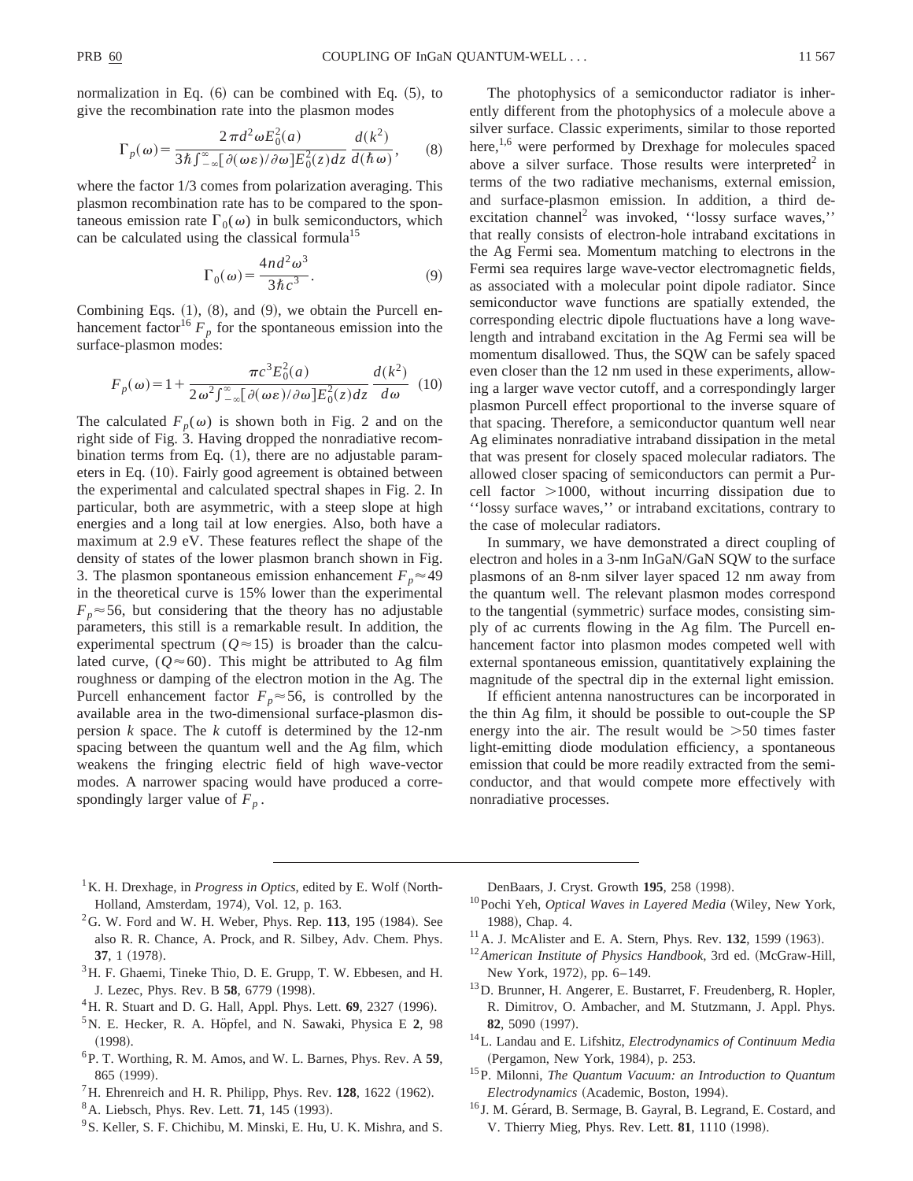normalization in Eq. (6) can be combined with Eq. (5), to give the recombination rate into the plasmon modes

$$\Gamma_p(\omega) = \frac{2\pi d^2 \omega E_0^2(a)}{3\hbar \int_{-\infty}^{\infty} [\partial(\omega\varepsilon)/\partial\omega] E_0^2(z) dz} \frac{d(k^2)}{d(\hbar\omega)}, \tag{8}$$

where the factor 1/3 comes from polarization averaging. This plasmon recombination rate has to be compared to the spontaneous emission rate $\Gamma_0(\omega)$ in bulk semiconductors, which can be calculated using the classical formula[15]

$$\Gamma_0(\omega) = \frac{4nd^2\omega^3}{3\hbar c^3}. \tag{9}$$

Combining Eqs. (1), (8), and (9), we obtain the Purcell enhancement factor[16] $F_p$ for the spontaneous emission into the surface-plasmon modes:

$$F_p(\omega) = 1 + \frac{\pi c^3 E_0^2(a)}{2\omega^2 \int_{-\infty}^{\infty} [\partial(\omega\varepsilon)/\partial\omega] E_0^2(z) dz} \frac{d(k^2)}{d\omega} \tag{10}$$

The calculated $F_p(\omega)$ is shown both in Fig. 2 and on the right side of Fig. 3. Having dropped the nonradiative recombination terms from Eq. (1), there are no adjustable parameters in Eq. (10). Fairly good agreement is obtained between the experimental and calculated spectral shapes in Fig. 2. In particular, both are asymmetric, with a steep slope at high energies and a long tail at low energies. Also, both have a maximum at 2.9 eV. These features reflect the shape of the density of states of the lower plasmon branch shown in Fig. 3. The plasmon spontaneous emission enhancement $F_p \approx 49$ in the theoretical curve is 15% lower than the experimental $F_p \approx 56$, but considering that the theory has no adjustable parameters, this still is a remarkable result. In addition, the experimental spectrum ($Q \approx 15$) is broader than the calculated curve, ($Q \approx 60$). This might be attributed to Ag film roughness or damping of the electron motion in the Ag. The Purcell enhancement factor $F_p \approx 56$, is controlled by the available area in the two-dimensional surface-plasmon dispersion $k$ space. The $k$ cutoff is determined by the 12-nm spacing between the quantum well and the Ag film, which weakens the fringing electric field of high wave-vector modes. A narrower spacing would have produced a correspondingly larger value of $F_p$.

The photophysics of a semiconductor radiator is inherently different from the photophysics of a molecule above a silver surface. Classic experiments, similar to those reported here,[1,6] were performed by Drexhage for molecules spaced above a silver surface. Those results were interpreted[2] in terms of the two radiative mechanisms, external emission, and surface-plasmon emission. In addition, a third de-excitation channel[2] was invoked, ''lossy surface waves,'' that really consists of electron-hole intraband excitations in the Ag Fermi sea. Momentum matching to electrons in the Fermi sea requires large wave-vector electromagnetic fields, as associated with a molecular point dipole radiator. Since semiconductor wave functions are spatially extended, the corresponding electric dipole fluctuations have a long wavelength and intraband excitation in the Ag Fermi sea will be momentum disallowed. Thus, the SQW can be safely spaced even closer than the 12 nm used in these experiments, allowing a larger wave vector cutoff, and a correspondingly larger plasmon Purcell effect proportional to the inverse square of that spacing. Therefore, a semiconductor quantum well near Ag eliminates nonradiative intraband dissipation in the metal that was present for closely spaced molecular radiators. The allowed closer spacing of semiconductors can permit a Purcell factor >1000, without incurring dissipation due to ''lossy surface waves,'' or intraband excitations, contrary to the case of molecular radiators.

In summary, we have demonstrated a direct coupling of electron and holes in a 3-nm InGaN/GaN SQW to the surface plasmons of an 8-nm silver layer spaced 12 nm away from the quantum well. The relevant plasmon modes correspond to the tangential (symmetric) surface modes, consisting simply of ac currents flowing in the Ag film. The Purcell enhancement factor into plasmon modes competed well with external spontaneous emission, quantitatively explaining the magnitude of the spectral dip in the external light emission.

If efficient antenna nanostructures can be incorporated in the thin Ag film, it should be possible to out-couple the SP energy into the air. The result would be >50 times faster light-emitting diode modulation efficiency, a spontaneous emission that could be more readily extracted from the semiconductor, and that would compete more effectively with nonradiative processes.

---

[1] K. H. Drexhage, in *Progress in Optics*, edited by E. Wolf (North-Holland, Amsterdam, 1974), Vol. 12, p. 163.

[2] G. W. Ford and W. H. Weber, Phys. Rep. **113**, 195 (1984). See also R. R. Chance, A. Prock, and R. Silbey, Adv. Chem. Phys. **37**, 1 (1978).

[3] H. F. Ghaemi, Tineke Thio, D. E. Grupp, T. W. Ebbesen, and H. J. Lezec, Phys. Rev. B **58**, 6779 (1998).

[4] H. R. Stuart and D. G. Hall, Appl. Phys. Lett. **69**, 2327 (1996).

[5] N. E. Hecker, R. A. Höpfel, and N. Sawaki, Physica E **2**, 98 (1998).

[6] P. T. Worthing, R. M. Amos, and W. L. Barnes, Phys. Rev. A **59**, 865 (1999).

[7] H. Ehrenreich and H. R. Philipp, Phys. Rev. **128**, 1622 (1962).

[8] A. Liebsch, Phys. Rev. Lett. **71**, 145 (1993).

[9] S. Keller, S. F. Chichibu, M. Minski, E. Hu, U. K. Mishra, and S. DenBaars, J. Cryst. Growth **195**, 258 (1998).

[10] Pochi Yeh, *Optical Waves in Layered Media* (Wiley, New York, 1988), Chap. 4.

[11] A. J. McAlister and E. A. Stern, Phys. Rev. **132**, 1599 (1963).

[12] *American Institute of Physics Handbook*, 3rd ed. (McGraw-Hill, New York, 1972), pp. 6–149.

[13] D. Brunner, H. Angerer, E. Bustarret, F. Freudenberg, R. Hopler, R. Dimitrov, O. Ambacher, and M. Stutzmann, J. Appl. Phys. **82**, 5090 (1997).

[14] L. Landau and E. Lifshitz, *Electrodynamics of Continuum Media* (Pergamon, New York, 1984), p. 253.

[15] P. Milonni, *The Quantum Vacuum: an Introduction to Quantum Electrodynamics* (Academic, Boston, 1994).

[16] J. M. Gérard, B. Sermage, B. Gayral, B. Legrand, E. Costard, and V. Thierry Mieg, Phys. Rev. Lett. **81**, 1110 (1998).